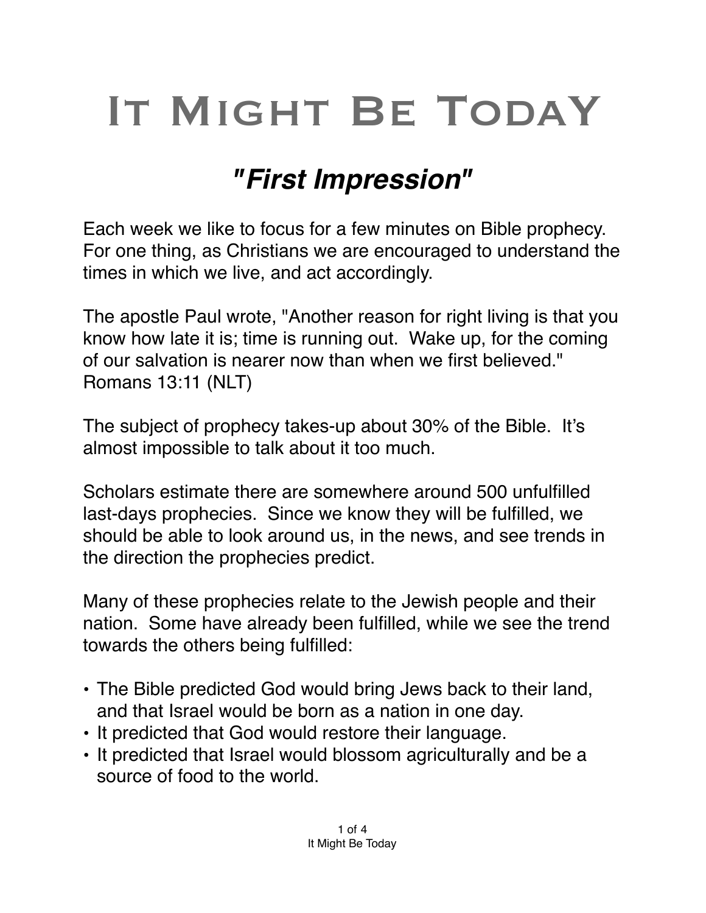# It Might Be TodaY

## *"First Impression"*

Each week we like to focus for a few minutes on Bible prophecy. For one thing, as Christians we are encouraged to understand the times in which we live, and act accordingly.

The apostle Paul wrote, "Another reason for right living is that you know how late it is; time is running out. Wake up, for the coming of our salvation is nearer now than when we first believed." Romans 13:11 (NLT)

The subject of prophecy takes-up about 30% of the Bible. It's almost impossible to talk about it too much.

Scholars estimate there are somewhere around 500 unfulfilled last-days prophecies. Since we know they will be fulfilled, we should be able to look around us, in the news, and see trends in the direction the prophecies predict.

Many of these prophecies relate to the Jewish people and their nation. Some have already been fulfilled, while we see the trend towards the others being fulfilled:

- The Bible predicted God would bring Jews back to their land, and that Israel would be born as a nation in one day.
- It predicted that God would restore their language.
- It predicted that Israel would blossom agriculturally and be a source of food to the world.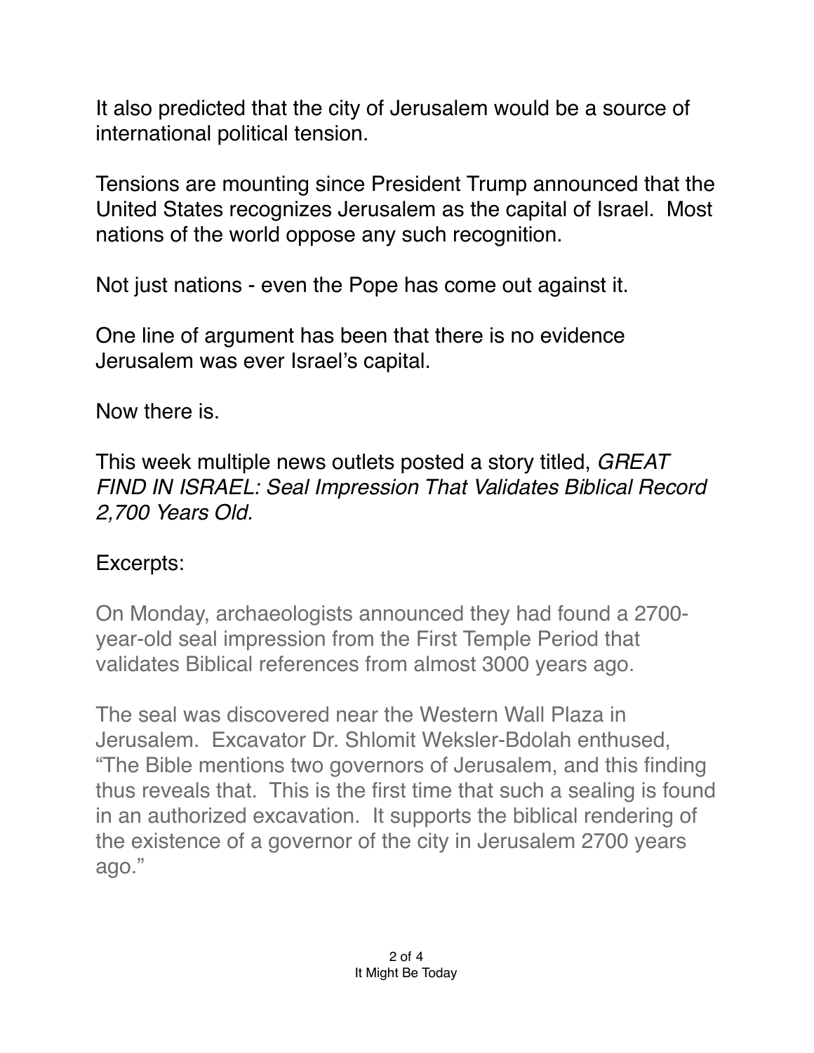It also predicted that the city of Jerusalem would be a source of international political tension.

Tensions are mounting since President Trump announced that the United States recognizes Jerusalem as the capital of Israel.  Most nations of the world oppose any such recognition.

Not just nations - even the Pope has come out against it.

One line of argument has been that there is no evidence Jerusalem was ever Israel's capital.

Now there is.

This week multiple news outlets posted a story titled, *GREAT FIND IN ISRAEL: Seal Impression That Validates Biblical Record 2,700 Years Old.*

Excerpts:

> On Monday, archaeologists announced they had found a 2700-year-old seal impression from the First Temple Period that validates Biblical references from almost 3000 years ago.
>
> The seal was discovered near the Western Wall Plaza in Jerusalem.  Excavator Dr. Shlomit Weksler-Bdolah enthused, "The Bible mentions two governors of Jerusalem, and this finding thus reveals that.  This is the first time that such a sealing is found in an authorized excavation.  It supports the biblical rendering of the existence of a governor of the city in Jerusalem 2700 years ago."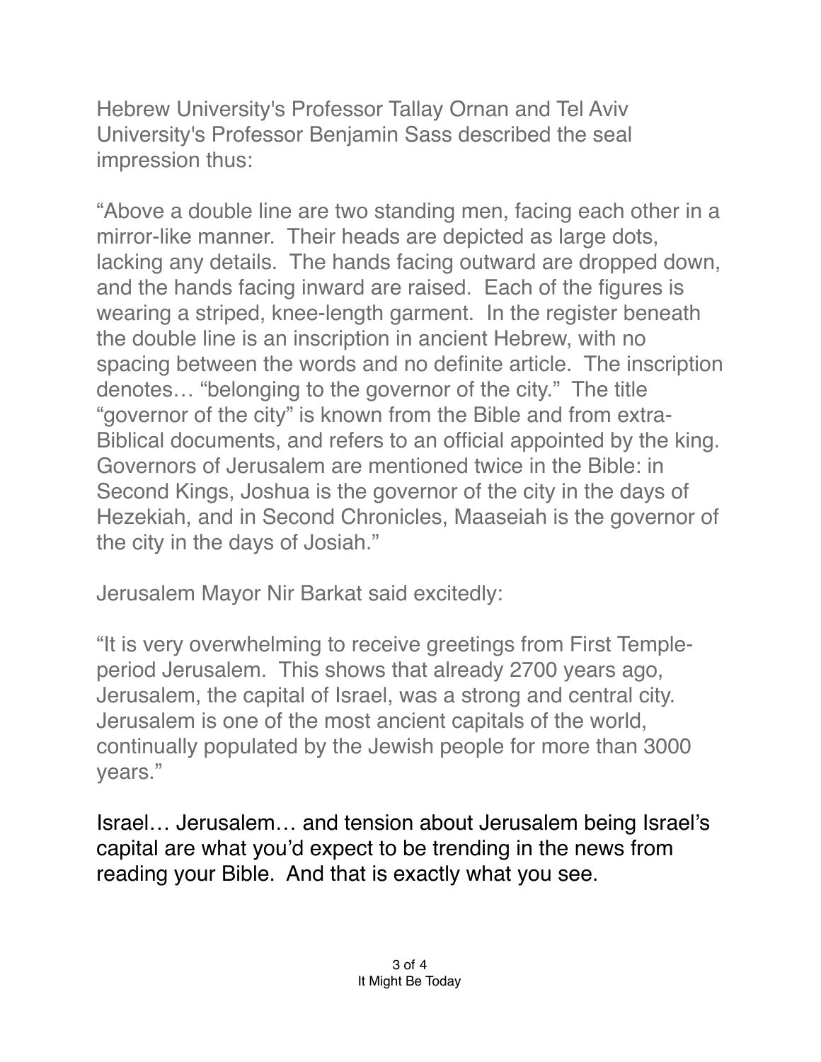Hebrew University's Professor Tallay Ornan and Tel Aviv University's Professor Benjamin Sass described the seal impression thus:

“Above a double line are two standing men, facing each other in a mirror-like manner. Their heads are depicted as large dots, lacking any details. The hands facing outward are dropped down, and the hands facing inward are raised. Each of the figures is wearing a striped, knee-length garment. In the register beneath the double line is an inscription in ancient Hebrew, with no spacing between the words and no definite article. The inscription denotes… “belonging to the governor of the city.” The title “governor of the city” is known from the Bible and from extra-Biblical documents, and refers to an official appointed by the king. Governors of Jerusalem are mentioned twice in the Bible: in Second Kings, Joshua is the governor of the city in the days of Hezekiah, and in Second Chronicles, Maaseiah is the governor of the city in the days of Josiah.”

Jerusalem Mayor Nir Barkat said excitedly:

“It is very overwhelming to receive greetings from First Temple-period Jerusalem. This shows that already 2700 years ago, Jerusalem, the capital of Israel, was a strong and central city. Jerusalem is one of the most ancient capitals of the world, continually populated by the Jewish people for more than 3000 years.”

Israel… Jerusalem… and tension about Jerusalem being Israel's capital are what you'd expect to be trending in the news from reading your Bible. And that is exactly what you see.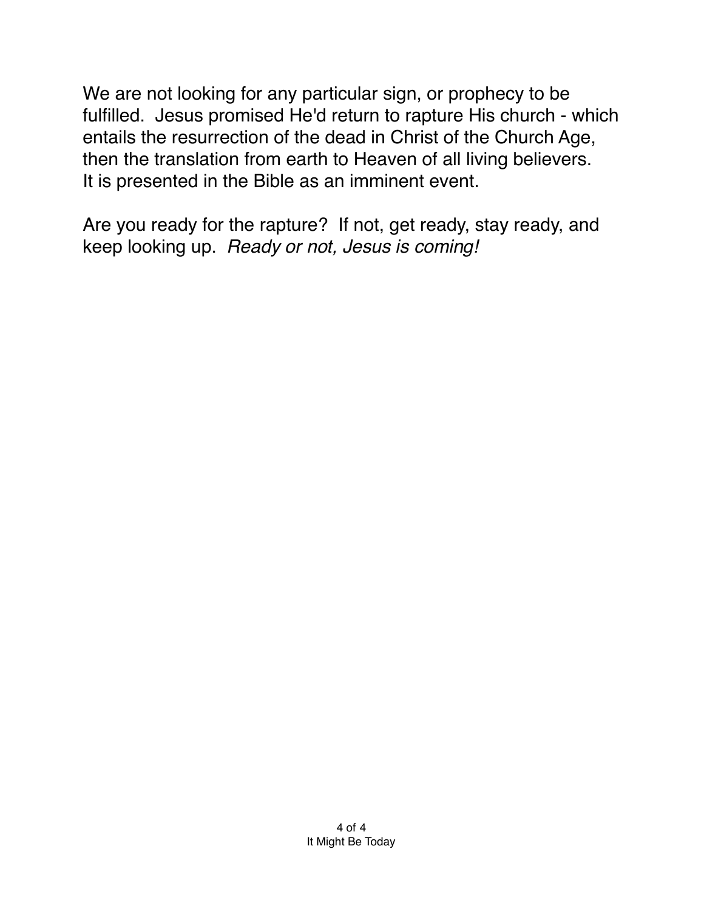We are not looking for any particular sign, or prophecy to be fulfilled. Jesus promised He'd return to rapture His church - which entails the resurrection of the dead in Christ of the Church Age, then the translation from earth to Heaven of all living believers. It is presented in the Bible as an imminent event.

Are you ready for the rapture? If not, get ready, stay ready, and keep looking up. *Ready or not, Jesus is coming!*